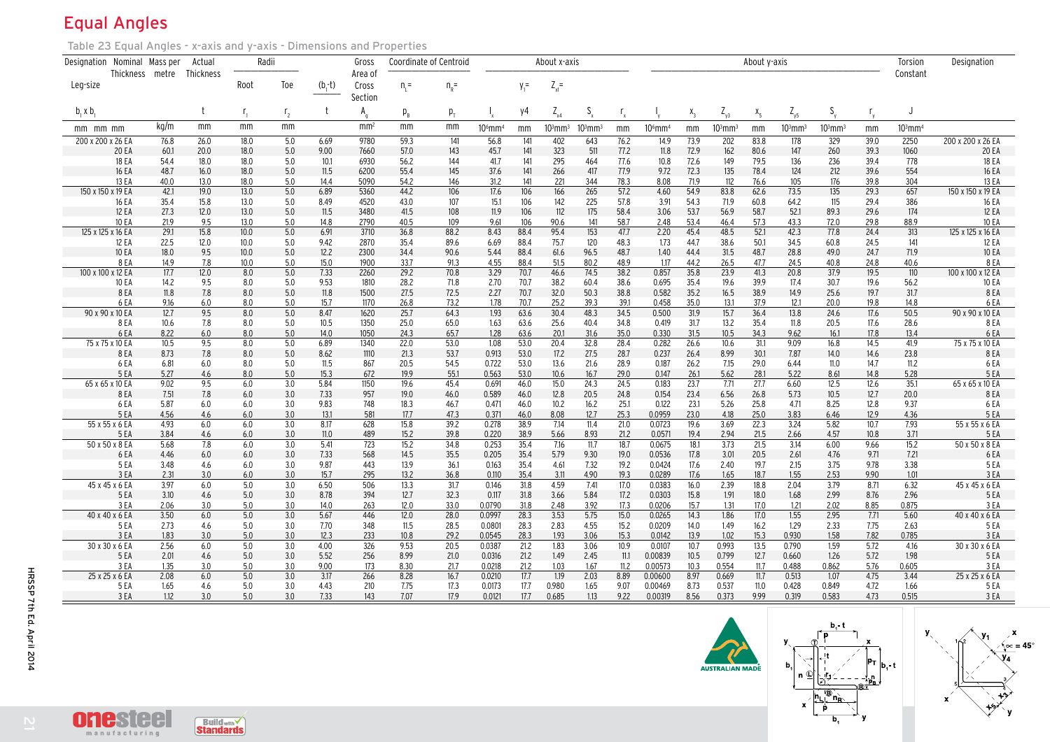# Equal Angles

Table 23 Equal Angles - x-axis and y-axis - Dimensions and Properties

| Designation | Mass per metre | Actual Thickness | Radii | | $(b_1-t)$ | Gross Area of Cross Section | Coordinate of Centroid | | About x-axis | | | | | | About y-axis | | | | | | | Torsion Constant | Designation |
|---|---|---|---|---|---|---|---|---|---|---|---|---|---|---|---|---|---|---|---|---|---|---|---|
| Leg-size Nominal Thickness | | | Root | Toe | | | $n_L=$ | $n_R=$ | | $y_1=$ | $Z_{x1}=$ | | | | | | | | | | | | |
| $b_1 \times b_1$ | | $t$ | $r_1$ | $r_2$ | $t$ | $A_g$ | $p_B$ | $p_T$ | $I_x$ | y4 | $Z_{x4}$ | $S_x$ | $r_x$ | $I_y$ | $x_3$ | $Z_{y3}$ | $x_5$ | $Z_{y5}$ | $S_y$ | $r_y$ | $J$ | |
| mm mm mm | kg/m | mm | mm | mm | | mm² | mm | mm | 10⁶mm⁴ | mm | 10³mm³ | 10³mm³ | mm | 10⁶mm⁴ | mm | 10³mm³ | mm | 10³mm³ | 10³mm³ | mm | 10³mm⁴ | |
| 200 x 200 x 26 EA | 76.8 | 26.0 | 18.0 | 5.0 | 6.69 | 9780 | 59.3 | 141 | 56.8 | 141 | 402 | 643 | 76.2 | 14.9 | 73.9 | 202 | 83.8 | 178 | 329 | 39.0 | 2250 | 200 x 200 x 26 EA |
| 20 EA | 60.1 | 20.0 | 18.0 | 5.0 | 9.00 | 7660 | 57.0 | 143 | 45.7 | 141 | 323 | 511 | 77.2 | 11.8 | 72.9 | 162 | 80.6 | 147 | 260 | 39.3 | 1060 | 20 EA |
| 18 EA | 54.4 | 18.0 | 18.0 | 5.0 | 10.1 | 6930 | 56.2 | 144 | 41.7 | 141 | 295 | 464 | 77.6 | 10.8 | 72.6 | 149 | 79.5 | 136 | 236 | 39.4 | 778 | 18 EA |
| 16 EA | 48.7 | 16.0 | 18.0 | 5.0 | 11.5 | 6200 | 55.4 | 145 | 37.6 | 141 | 266 | 417 | 77.9 | 9.72 | 72.3 | 135 | 78.4 | 124 | 212 | 39.6 | 554 | 16 EA |
| 13 EA | 40.0 | 13.0 | 18.0 | 5.0 | 14.4 | 5090 | 54.2 | 146 | 31.2 | 141 | 221 | 344 | 78.3 | 8.08 | 71.9 | 112 | 76.6 | 105 | 176 | 39.8 | 304 | 13 EA |
| 150 x 150 x 19 EA | 42.1 | 19.0 | 13.0 | 5.0 | 6.89 | 5360 | 44.2 | 106 | 17.6 | 106 | 166 | 265 | 57.2 | 4.60 | 54.9 | 83.8 | 62.6 | 73.5 | 135 | 29.3 | 657 | 150 x 150 x 19 EA |
| 16 EA | 35.4 | 15.8 | 13.0 | 5.0 | 8.49 | 4520 | 43.0 | 107 | 15.1 | 106 | 142 | 225 | 57.8 | 3.91 | 54.3 | 71.9 | 60.8 | 64.2 | 115 | 29.4 | 386 | 16 EA |
| 12 EA | 27.3 | 12.0 | 13.0 | 5.0 | 11.5 | 3480 | 41.5 | 108 | 11.9 | 106 | 112 | 175 | 58.4 | 3.06 | 53.7 | 56.9 | 58.7 | 52.1 | 89.3 | 29.6 | 174 | 12 EA |
| 10 EA | 21.9 | 9.5 | 13.0 | 5.0 | 14.8 | 2790 | 40.5 | 109 | 9.61 | 106 | 90.6 | 141 | 58.7 | 2.48 | 53.4 | 46.4 | 57.3 | 43.3 | 72.0 | 29.8 | 88.9 | 10 EA |
| 125 x 125 x 16 EA | 29.1 | 15.8 | 10.0 | 5.0 | 6.91 | 3710 | 36.8 | 88.2 | 8.43 | 88.4 | 95.4 | 153 | 47.7 | 2.20 | 45.4 | 48.5 | 52.1 | 42.3 | 77.8 | 24.4 | 313 | 125 x 125 x 16 EA |
| 12 EA | 22.5 | 12.0 | 10.0 | 5.0 | 9.42 | 2870 | 35.4 | 89.6 | 6.69 | 88.4 | 75.7 | 120 | 48.3 | 1.73 | 44.7 | 38.6 | 50.1 | 34.5 | 60.8 | 24.5 | 141 | 12 EA |
| 10 EA | 18.0 | 9.5 | 10.0 | 5.0 | 12.2 | 2300 | 34.4 | 90.6 | 5.44 | 88.4 | 61.6 | 96.5 | 48.7 | 1.40 | 44.4 | 31.5 | 48.7 | 28.8 | 49.0 | 24.7 | 71.9 | 10 EA |
| 8 EA | 14.9 | 7.8 | 10.0 | 5.0 | 15.0 | 1900 | 33.7 | 91.3 | 4.55 | 88.4 | 51.5 | 80.2 | 48.9 | 1.17 | 44.2 | 26.5 | 47.7 | 24.5 | 40.8 | 24.8 | 40.6 | 8 EA |
| 100 x 100 x 12 EA | 17.7 | 12.0 | 8.0 | 5.0 | 7.33 | 2260 | 29.2 | 70.8 | 3.29 | 70.7 | 46.6 | 74.5 | 38.2 | 0.857 | 35.8 | 23.9 | 41.3 | 20.8 | 37.9 | 19.5 | 110 | 100 x 100 x 12 EA |
| 10 EA | 14.2 | 9.5 | 8.0 | 5.0 | 9.53 | 1810 | 28.2 | 71.8 | 2.70 | 70.7 | 38.2 | 60.4 | 38.6 | 0.695 | 35.4 | 19.6 | 39.9 | 17.4 | 30.7 | 19.6 | 56.2 | 10 EA |
| 8 EA | 11.8 | 7.8 | 8.0 | 5.0 | 11.8 | 1500 | 27.5 | 72.5 | 2.27 | 70.7 | 32.0 | 50.3 | 38.8 | 0.582 | 35.2 | 16.5 | 38.9 | 14.9 | 25.6 | 19.7 | 31.7 | 8 EA |
| 6 EA | 9.16 | 6.0 | 8.0 | 5.0 | 15.7 | 1170 | 26.8 | 73.2 | 1.78 | 70.7 | 25.2 | 39.3 | 39.1 | 0.458 | 35.0 | 13.1 | 37.9 | 12.1 | 20.0 | 19.8 | 14.8 | 6 EA |
| 90 x 90 x 10 EA | 12.7 | 9.5 | 8.0 | 5.0 | 8.47 | 1620 | 25.7 | 64.3 | 1.93 | 63.6 | 30.4 | 48.3 | 34.5 | 0.500 | 31.9 | 15.7 | 36.4 | 13.8 | 24.6 | 17.6 | 50.5 | 90 x 90 x 10 EA |
| 8 EA | 10.6 | 7.8 | 8.0 | 5.0 | 10.5 | 1350 | 25.0 | 65.0 | 1.63 | 63.6 | 25.6 | 40.4 | 34.8 | 0.419 | 31.7 | 13.2 | 35.4 | 11.8 | 20.5 | 17.6 | 28.6 | 8 EA |
| 6 EA | 8.22 | 6.0 | 8.0 | 5.0 | 14.0 | 1050 | 24.3 | 65.7 | 1.28 | 63.6 | 20.1 | 31.6 | 35.0 | 0.330 | 31.5 | 10.5 | 34.3 | 9.62 | 16.1 | 17.8 | 13.4 | 6 EA |
| 75 x 75 x 10 EA | 10.5 | 9.5 | 8.0 | 5.0 | 6.89 | 1340 | 22.0 | 53.0 | 1.08 | 53.0 | 20.4 | 32.8 | 28.4 | 0.282 | 26.6 | 10.6 | 31.1 | 9.09 | 16.8 | 14.5 | 41.9 | 75 x 75 x 10 EA |
| 8 EA | 8.73 | 7.8 | 8.0 | 5.0 | 8.62 | 1110 | 21.3 | 53.7 | 0.913 | 53.0 | 17.2 | 27.5 | 28.7 | 0.237 | 26.4 | 8.99 | 30.1 | 7.87 | 14.0 | 14.6 | 23.8 | 8 EA |
| 6 EA | 6.81 | 6.0 | 8.0 | 5.0 | 11.5 | 867 | 20.5 | 54.5 | 0.722 | 53.0 | 13.6 | 21.6 | 28.9 | 0.187 | 26.2 | 7.15 | 29.0 | 6.44 | 11.0 | 14.7 | 11.2 | 6 EA |
| 5 EA | 5.27 | 4.6 | 8.0 | 5.0 | 15.3 | 672 | 19.9 | 55.1 | 0.563 | 53.0 | 10.6 | 16.7 | 29.0 | 0.147 | 26.1 | 5.62 | 28.1 | 5.22 | 8.61 | 14.8 | 5.28 | 5 EA |
| 65 x 65 x 10 EA | 9.02 | 9.5 | 6.0 | 3.0 | 5.84 | 1150 | 19.6 | 45.4 | 0.691 | 46.0 | 15.0 | 24.3 | 24.5 | 0.183 | 23.7 | 7.71 | 27.7 | 6.60 | 12.5 | 12.6 | 35.1 | 65 x 65 x 10 EA |
| 8 EA | 7.51 | 7.8 | 6.0 | 3.0 | 7.33 | 957 | 19.0 | 46.0 | 0.589 | 46.0 | 12.8 | 20.5 | 24.8 | 0.154 | 23.4 | 6.56 | 26.8 | 5.73 | 10.5 | 12.7 | 20.0 | 8 EA |
| 6 EA | 5.87 | 6.0 | 6.0 | 3.0 | 9.83 | 748 | 18.3 | 46.7 | 0.471 | 46.0 | 10.2 | 16.2 | 25.1 | 0.122 | 23.1 | 5.26 | 25.8 | 4.71 | 8.25 | 12.8 | 9.37 | 6 EA |
| 5 EA | 4.56 | 4.6 | 6.0 | 3.0 | 13.1 | 581 | 17.7 | 47.3 | 0.371 | 46.0 | 8.08 | 12.7 | 25.3 | 0.0959 | 23.0 | 4.18 | 25.0 | 3.83 | 6.46 | 12.9 | 4.36 | 5 EA |
| 55 x 55 x 6 EA | 4.93 | 6.0 | 6.0 | 3.0 | 8.17 | 628 | 15.8 | 39.2 | 0.278 | 38.9 | 7.14 | 11.4 | 21.0 | 0.0723 | 19.6 | 3.69 | 22.3 | 3.24 | 5.82 | 10.7 | 7.93 | 55 x 55 x 6 EA |
| 5 EA | 3.84 | 4.6 | 6.0 | 3.0 | 11.0 | 489 | 15.2 | 39.8 | 0.220 | 38.9 | 5.66 | 8.93 | 21.2 | 0.0571 | 19.4 | 2.94 | 21.5 | 2.66 | 4.57 | 10.8 | 3.71 | 5 EA |
| 50 x 50 x 8 EA | 5.68 | 7.8 | 6.0 | 3.0 | 5.41 | 723 | 15.2 | 34.8 | 0.253 | 35.4 | 7.16 | 11.7 | 18.7 | 0.0675 | 18.1 | 3.73 | 21.5 | 3.14 | 6.00 | 9.66 | 15.2 | 50 x 50 x 8 EA |
| 6 EA | 4.46 | 6.0 | 6.0 | 3.0 | 7.33 | 568 | 14.5 | 35.5 | 0.205 | 35.4 | 5.79 | 9.30 | 19.0 | 0.0536 | 17.8 | 3.01 | 20.5 | 2.61 | 4.76 | 9.71 | 7.21 | 6 EA |
| 5 EA | 3.48 | 4.6 | 6.0 | 3.0 | 9.87 | 443 | 13.9 | 36.1 | 0.163 | 35.4 | 4.61 | 7.32 | 19.2 | 0.0424 | 17.6 | 2.40 | 19.7 | 2.15 | 3.75 | 9.78 | 3.38 | 5 EA |
| 3 EA | 2.31 | 3.0 | 6.0 | 3.0 | 15.7 | 295 | 13.2 | 36.8 | 0.110 | 35.4 | 3.11 | 4.90 | 19.3 | 0.0289 | 17.6 | 1.65 | 18.7 | 1.55 | 2.53 | 9.90 | 1.01 | 3 EA |
| 45 x 45 x 6 EA | 3.97 | 6.0 | 5.0 | 3.0 | 6.50 | 506 | 13.3 | 31.7 | 0.146 | 31.8 | 4.59 | 7.41 | 17.0 | 0.0383 | 16.0 | 2.39 | 18.8 | 2.04 | 3.79 | 8.71 | 6.32 | 45 x 45 x 6 EA |
| 5 EA | 3.10 | 4.6 | 5.0 | 3.0 | 8.78 | 394 | 12.7 | 32.3 | 0.117 | 31.8 | 3.66 | 5.84 | 17.2 | 0.0303 | 15.8 | 1.91 | 18.0 | 1.68 | 2.99 | 8.76 | 2.96 | 5 EA |
| 3 EA | 2.06 | 3.0 | 5.0 | 3.0 | 14.0 | 263 | 12.0 | 33.0 | 0.0790 | 31.8 | 2.48 | 3.92 | 17.3 | 0.0206 | 15.7 | 1.31 | 17.0 | 1.21 | 2.02 | 8.85 | 0.875 | 3 EA |
| 40 x 40 x 6 EA | 3.50 | 6.0 | 5.0 | 3.0 | 5.67 | 446 | 12.0 | 28.0 | 0.0997 | 28.3 | 3.53 | 5.75 | 15.0 | 0.0265 | 14.3 | 1.86 | 17.0 | 1.55 | 2.95 | 7.71 | 5.60 | 40 x 40 x 6 EA |
| 5 EA | 2.73 | 4.6 | 5.0 | 3.0 | 7.70 | 348 | 11.5 | 28.5 | 0.0801 | 28.3 | 2.83 | 4.55 | 15.2 | 0.0209 | 14.0 | 1.49 | 16.2 | 1.29 | 2.33 | 7.75 | 2.63 | 5 EA |
| 3 EA | 1.83 | 3.0 | 5.0 | 3.0 | 12.3 | 233 | 10.8 | 29.2 | 0.0545 | 28.3 | 1.93 | 3.06 | 15.3 | 0.0142 | 13.9 | 1.02 | 15.3 | 0.930 | 1.58 | 7.82 | 0.785 | 3 EA |
| 30 x 30 x 6 EA | 2.56 | 6.0 | 5.0 | 3.0 | 4.00 | 326 | 9.53 | 20.5 | 0.0387 | 21.2 | 1.83 | 3.06 | 10.9 | 0.0107 | 10.7 | 0.993 | 13.5 | 0.790 | 1.59 | 5.72 | 4.16 | 30 x 30 x 6 EA |
| 5 EA | 2.01 | 4.6 | 5.0 | 3.0 | 5.52 | 256 | 8.99 | 21.0 | 0.0316 | 21.2 | 1.49 | 2.45 | 11.1 | 0.00839 | 10.5 | 0.799 | 12.7 | 0.660 | 1.26 | 5.72 | 1.98 | 5 EA |
| 3 EA | 1.35 | 3.0 | 5.0 | 3.0 | 9.00 | 173 | 8.30 | 21.7 | 0.0218 | 21.2 | 1.03 | 1.67 | 11.2 | 0.00573 | 10.3 | 0.554 | 11.7 | 0.488 | 0.862 | 5.76 | 0.605 | 3 EA |
| 25 x 25 x 6 EA | 2.08 | 6.0 | 5.0 | 3.0 | 3.17 | 266 | 8.28 | 16.7 | 0.0210 | 17.7 | 1.19 | 2.03 | 8.89 | 0.00600 | 8.97 | 0.669 | 11.7 | 0.513 | 1.07 | 4.75 | 3.44 | 25 x 25 x 6 EA |
| 5 EA | 1.65 | 4.6 | 5.0 | 3.0 | 4.43 | 210 | 7.75 | 17.3 | 0.0173 | 17.7 | 0.980 | 1.65 | 9.07 | 0.00469 | 8.73 | 0.537 | 11.0 | 0.428 | 0.849 | 4.72 | 1.66 | 5 EA |
| 3 EA | 1.12 | 3.0 | 5.0 | 3.0 | 7.33 | 143 | 7.07 | 17.9 | 0.0121 | 17.7 | 0.685 | 1.13 | 9.22 | 0.00319 | 8.56 | 0.373 | 9.99 | 0.319 | 0.583 | 4.73 | 0.515 | 3 EA |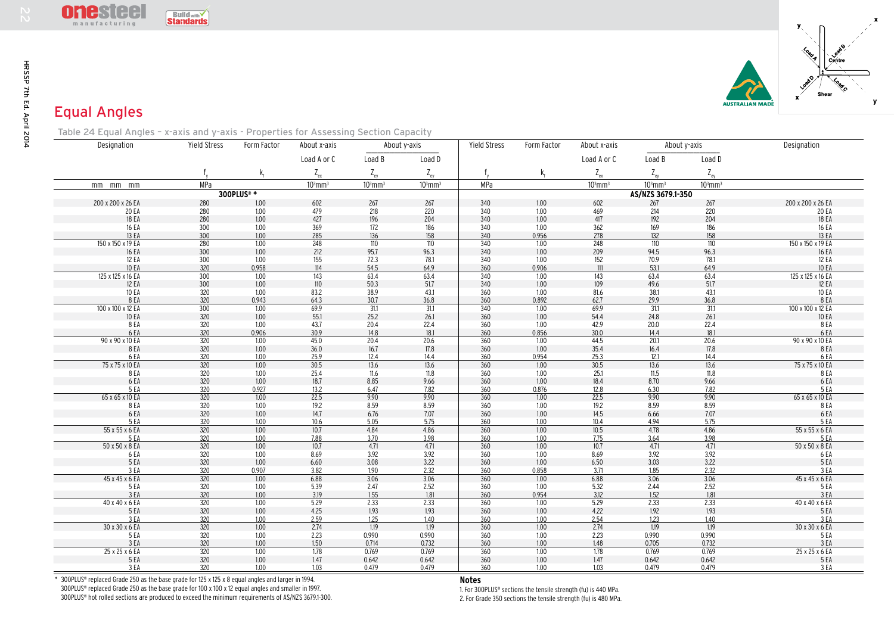## Equal Angles

Table 24 Equal Angles – x-axis and y-axis - Properties for Assessing Section Capacity

| Designation | Yield Stress | Form Factor | About x-axis | About y-axis | | Yield Stress | Form Factor | About x-axis | About y-axis | | Designation |
|---|---|---|---|---|---|---|---|---|---|---|---|
| | | | Load A or C | Load B | Load D | | | Load A or C | Load B | Load D | |
| | $f_y$ | $k_f$ | $Z_{ex}$ | $Z_{ey}$ | $Z_{ey}$ | $f_y$ | $k_f$ | $Z_{ex}$ | $Z_{ey}$ | $Z_{ey}$ | |
| mm mm mm | MPa | | $10^3$mm$^3$ | $10^3$mm$^3$ | $10^3$mm$^3$ | MPa | | $10^3$mm$^3$ | $10^3$mm$^3$ | $10^3$mm$^3$ | |
| | **300PLUS® *** | | | | | | | **AS/NZS 3679.1-350** | | | |
| 200 x 200 x 26 EA | 280 | 1.00 | 602 | 267 | 267 | 340 | 1.00 | 602 | 267 | 267 | 200 x 200 x 26 EA |
| 20 EA | 280 | 1.00 | 479 | 218 | 220 | 340 | 1.00 | 469 | 214 | 220 | 20 EA |
| 18 EA | 280 | 1.00 | 427 | 196 | 204 | 340 | 1.00 | 417 | 192 | 204 | 18 EA |
| 16 EA | 300 | 1.00 | 369 | 172 | 186 | 340 | 1.00 | 362 | 169 | 186 | 16 EA |
| 13 EA | 300 | 1.00 | 285 | 136 | 158 | 340 | 0.956 | 278 | 132 | 158 | 13 EA |
| 150 x 150 x 19 EA | 280 | 1.00 | 248 | 110 | 110 | 340 | 1.00 | 248 | 110 | 110 | 150 x 150 x 19 EA |
| 16 EA | 300 | 1.00 | 212 | 95.7 | 96.3 | 340 | 1.00 | 209 | 94.5 | 96.3 | 16 EA |
| 12 EA | 300 | 1.00 | 155 | 72.3 | 78.1 | 340 | 1.00 | 152 | 70.9 | 78.1 | 12 EA |
| 10 EA | 320 | 0.958 | 114 | 54.5 | 64.9 | 360 | 0.906 | 111 | 53.1 | 64.9 | 10 EA |
| 125 x 125 x 16 EA | 300 | 1.00 | 143 | 63.4 | 63.4 | 340 | 1.00 | 143 | 63.4 | 63.4 | 125 x 125 x 16 EA |
| 12 EA | 300 | 1.00 | 110 | 50.3 | 51.7 | 340 | 1.00 | 109 | 49.6 | 51.7 | 12 EA |
| 10 EA | 320 | 1.00 | 83.2 | 38.9 | 43.1 | 360 | 1.00 | 81.6 | 38.1 | 43.1 | 10 EA |
| 8 EA | 320 | 0.943 | 64.3 | 30.7 | 36.8 | 360 | 0.892 | 62.7 | 29.9 | 36.8 | 8 EA |
| 100 x 100 x 12 EA | 300 | 1.00 | 69.9 | 31.1 | 31.1 | 340 | 1.00 | 69.9 | 31.1 | 31.1 | 100 x 100 x 12 EA |
| 10 EA | 320 | 1.00 | 55.1 | 25.2 | 26.1 | 360 | 1.00 | 54.4 | 24.8 | 26.1 | 10 EA |
| 8 EA | 320 | 1.00 | 43.7 | 20.4 | 22.4 | 360 | 1.00 | 42.9 | 20.0 | 22.4 | 8 EA |
| 6 EA | 320 | 0.906 | 30.9 | 14.8 | 18.1 | 360 | 0.856 | 30.0 | 14.4 | 18.1 | 6 EA |
| 90 x 90 x 10 EA | 320 | 1.00 | 45.0 | 20.4 | 20.6 | 360 | 1.00 | 44.5 | 20.1 | 20.6 | 90 x 90 x 10 EA |
| 8 EA | 320 | 1.00 | 36.0 | 16.7 | 17.8 | 360 | 1.00 | 35.4 | 16.4 | 17.8 | 8 EA |
| 6 EA | 320 | 1.00 | 25.9 | 12.4 | 14.4 | 360 | 0.954 | 25.3 | 12.1 | 14.4 | 6 EA |
| 75 x 75 x 10 EA | 320 | 1.00 | 30.5 | 13.6 | 13.6 | 360 | 1.00 | 30.5 | 13.6 | 13.6 | 75 x 75 x 10 EA |
| 8 EA | 320 | 1.00 | 25.4 | 11.6 | 11.8 | 360 | 1.00 | 25.1 | 11.5 | 11.8 | 8 EA |
| 6 EA | 320 | 1.00 | 18.7 | 8.85 | 9.66 | 360 | 1.00 | 18.4 | 8.70 | 9.66 | 6 EA |
| 5 EA | 320 | 0.927 | 13.2 | 6.47 | 7.82 | 360 | 0.876 | 12.8 | 6.30 | 7.82 | 5 EA |
| 65 x 65 x 10 EA | 320 | 1.00 | 22.5 | 9.90 | 9.90 | 360 | 1.00 | 22.5 | 9.90 | 9.90 | 65 x 65 x 10 EA |
| 8 EA | 320 | 1.00 | 19.2 | 8.59 | 8.59 | 360 | 1.00 | 19.2 | 8.59 | 8.59 | 8 EA |
| 6 EA | 320 | 1.00 | 14.7 | 6.76 | 7.07 | 360 | 1.00 | 14.5 | 6.66 | 7.07 | 6 EA |
| 5 EA | 320 | 1.00 | 10.6 | 5.05 | 5.75 | 360 | 1.00 | 10.4 | 4.94 | 5.75 | 5 EA |
| 55 x 55 x 6 EA | 320 | 1.00 | 10.7 | 4.84 | 4.86 | 360 | 1.00 | 10.5 | 4.78 | 4.86 | 55 x 55 x 6 EA |
| 5 EA | 320 | 1.00 | 7.88 | 3.70 | 3.98 | 360 | 1.00 | 7.75 | 3.64 | 3.98 | 5 EA |
| 50 x 50 x 8 EA | 320 | 1.00 | 10.7 | 4.71 | 4.71 | 360 | 1.00 | 10.7 | 4.71 | 4.71 | 50 x 50 x 8 EA |
| 6 EA | 320 | 1.00 | 8.69 | 3.92 | 3.92 | 360 | 1.00 | 8.69 | 3.92 | 3.92 | 6 EA |
| 5 EA | 320 | 1.00 | 6.60 | 3.08 | 3.22 | 360 | 1.00 | 6.50 | 3.03 | 3.22 | 5 EA |
| 3 EA | 320 | 0.907 | 3.82 | 1.90 | 2.32 | 360 | 0.858 | 3.71 | 1.85 | 2.32 | 3 EA |
| 45 x 45 x 6 EA | 320 | 1.00 | 6.88 | 3.06 | 3.06 | 360 | 1.00 | 6.88 | 3.06 | 3.06 | 45 x 45 x 6 EA |
| 5 EA | 320 | 1.00 | 5.39 | 2.47 | 2.52 | 360 | 1.00 | 5.32 | 2.44 | 2.52 | 5 EA |
| 3 EA | 320 | 1.00 | 3.19 | 1.55 | 1.81 | 360 | 0.954 | 3.12 | 1.52 | 1.81 | 3 EA |
| 40 x 40 x 6 EA | 320 | 1.00 | 5.29 | 2.33 | 2.33 | 360 | 1.00 | 5.29 | 2.33 | 2.33 | 40 x 40 x 6 EA |
| 5 EA | 320 | 1.00 | 4.25 | 1.93 | 1.93 | 360 | 1.00 | 4.22 | 1.92 | 1.93 | 5 EA |
| 3 EA | 320 | 1.00 | 2.59 | 1.25 | 1.40 | 360 | 1.00 | 2.54 | 1.23 | 1.40 | 3 EA |
| 30 x 30 x 6 EA | 320 | 1.00 | 2.74 | 1.19 | 1.19 | 360 | 1.00 | 2.74 | 1.19 | 1.19 | 30 x 30 x 6 EA |
| 5 EA | 320 | 1.00 | 2.23 | 0.990 | 0.990 | 360 | 1.00 | 2.23 | 0.990 | 0.990 | 5 EA |
| 3 EA | 320 | 1.00 | 1.50 | 0.714 | 0.732 | 360 | 1.00 | 1.48 | 0.705 | 0.732 | 3 EA |
| 25 x 25 x 6 EA | 320 | 1.00 | 1.78 | 0.769 | 0.769 | 360 | 1.00 | 1.78 | 0.769 | 0.769 | 25 x 25 x 6 EA |
| 5 EA | 320 | 1.00 | 1.47 | 0.642 | 0.642 | 360 | 1.00 | 1.47 | 0.642 | 0.642 | 5 EA |
| 3 EA | 320 | 1.00 | 1.03 | 0.479 | 0.479 | 360 | 1.00 | 1.03 | 0.479 | 0.479 | 3 EA |

\* 300PLUS® replaced Grade 250 as the base grade for 125 x 125 x 8 equal angles and larger in 1994.
300PLUS® replaced Grade 250 as the base grade for 100 x 100 x 12 equal angles and smaller in 1997.
300PLUS® hot rolled sections are produced to exceed the minimum requirements of AS/NZS 3679.1-300.

**Notes**

1. For 300PLUS® sections the tensile strength ($f_u$) is 440 MPa.
2. For Grade 350 sections the tensile strength ($f_u$) is 480 MPa.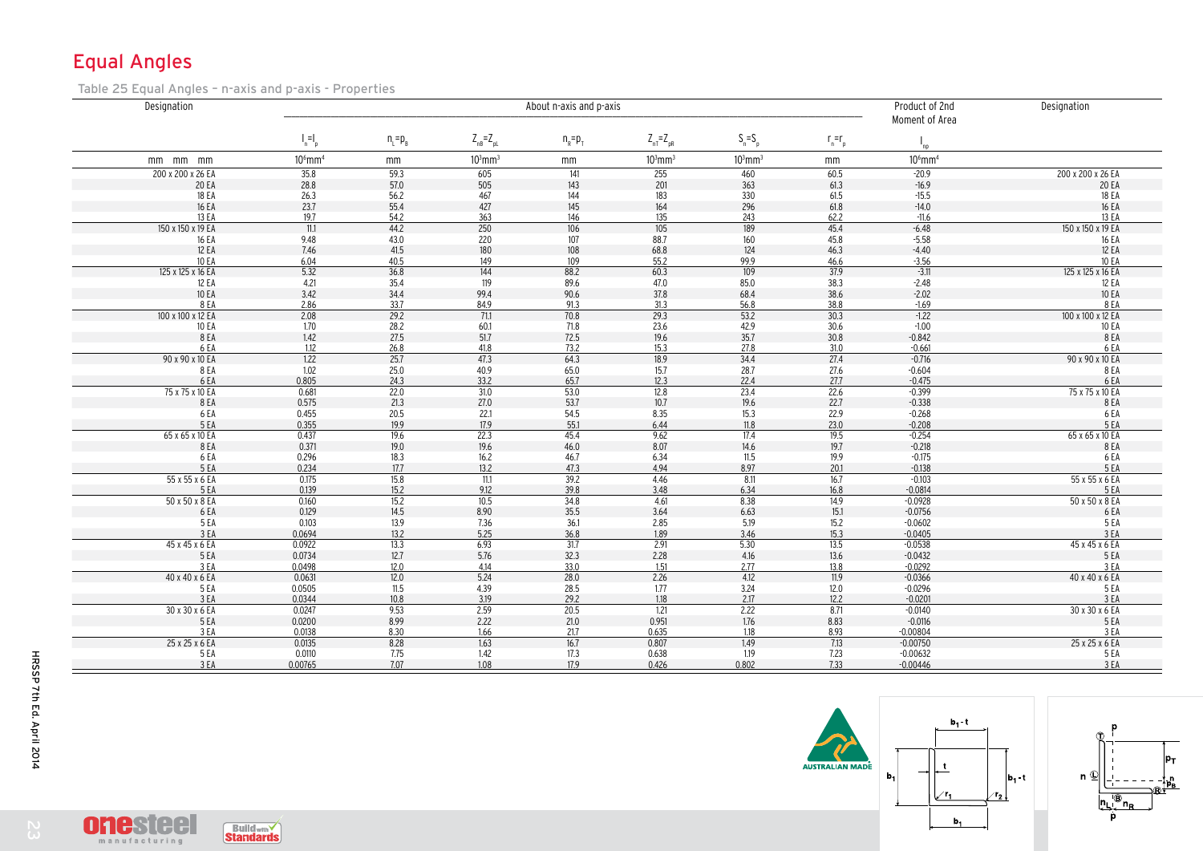# Equal Angles

Table 25 Equal Angles – n-axis and p-axis - Properties

| Designation | About n-axis and p-axis | | | | | | | Product of 2nd Moment of Area | Designation |
|---|---|---|---|---|---|---|---|---|---|
| | $I_n=I_p$ | $n_L=p_B$ | $Z_{nR}=Z_{pL}$ | $n_R=p_T$ | $Z_{nT}=Z_{pR}$ | $S_n=S_p$ | $r_n=r_p$ | $I_{np}$ | |
| mm mm mm | $10^6mm^4$ | mm | $10^3mm^3$ | mm | $10^3mm^3$ | $10^3mm^3$ | mm | $10^6mm^4$ | |
| 200 x 200 x 26 EA | 35.8 | 59.3 | 605 | 141 | 255 | 460 | 60.5 | -20.9 | 200 x 200 x 26 EA |
| 20 EA | 28.8 | 57.0 | 505 | 143 | 201 | 363 | 61.3 | -16.9 | 20 EA |
| 18 EA | 26.3 | 56.2 | 467 | 144 | 183 | 330 | 61.5 | -15.5 | 18 EA |
| 16 EA | 23.7 | 55.4 | 427 | 145 | 164 | 296 | 61.8 | -14.0 | 16 EA |
| 13 EA | 19.7 | 54.2 | 363 | 146 | 135 | 243 | 62.2 | -11.6 | 13 EA |
| 150 x 150 x 19 EA | 11.1 | 44.2 | 250 | 106 | 105 | 189 | 45.4 | -6.48 | 150 x 150 x 19 EA |
| 16 EA | 9.48 | 43.0 | 220 | 107 | 88.7 | 160 | 45.8 | -5.58 | 16 EA |
| 12 EA | 7.46 | 41.5 | 180 | 108 | 68.8 | 124 | 46.3 | -4.40 | 12 EA |
| 10 EA | 6.04 | 40.5 | 149 | 109 | 55.2 | 99.9 | 46.6 | -3.56 | 10 EA |
| 125 x 125 x 16 EA | 5.32 | 36.8 | 144 | 88.2 | 60.3 | 109 | 37.9 | -3.11 | 125 x 125 x 16 EA |
| 12 EA | 4.21 | 35.4 | 119 | 89.6 | 47.0 | 85.0 | 38.3 | -2.48 | 12 EA |
| 10 EA | 3.42 | 34.4 | 99.4 | 90.6 | 37.8 | 68.4 | 38.6 | -2.02 | 10 EA |
| 8 EA | 2.86 | 33.7 | 84.9 | 91.3 | 31.3 | 56.8 | 38.8 | -1.69 | 8 EA |
| 100 x 100 x 12 EA | 2.08 | 29.2 | 71.1 | 70.8 | 29.3 | 53.2 | 30.3 | -1.22 | 100 x 100 x 12 EA |
| 10 EA | 1.70 | 28.2 | 60.1 | 71.8 | 23.6 | 42.9 | 30.6 | -1.00 | 10 EA |
| 8 EA | 1.42 | 27.5 | 51.7 | 72.5 | 19.6 | 35.7 | 30.8 | -0.842 | 8 EA |
| 6 EA | 1.12 | 26.8 | 41.8 | 73.2 | 15.3 | 27.8 | 31.0 | -0.661 | 6 EA |
| 90 x 90 x 10 EA | 1.22 | 25.7 | 47.3 | 64.3 | 18.9 | 34.4 | 27.4 | -0.716 | 90 x 90 x 10 EA |
| 8 EA | 1.02 | 25.0 | 40.9 | 65.0 | 15.7 | 28.7 | 27.6 | -0.604 | 8 EA |
| 6 EA | 0.805 | 24.3 | 33.2 | 65.7 | 12.3 | 22.4 | 27.7 | -0.475 | 6 EA |
| 75 x 75 x 10 EA | 0.681 | 22.0 | 31.0 | 53.0 | 12.8 | 23.4 | 22.6 | -0.399 | 75 x 75 x 10 EA |
| 8 EA | 0.575 | 21.3 | 27.0 | 53.7 | 10.7 | 19.6 | 22.7 | -0.338 | 8 EA |
| 6 EA | 0.455 | 20.5 | 22.1 | 54.5 | 8.35 | 15.3 | 22.9 | -0.268 | 6 EA |
| 5 EA | 0.355 | 19.9 | 17.9 | 55.1 | 6.44 | 11.8 | 23.0 | -0.208 | 5 EA |
| 65 x 65 x 10 EA | 0.437 | 19.6 | 22.3 | 45.4 | 9.62 | 17.4 | 19.5 | -0.254 | 65 x 65 x 10 EA |
| 8 EA | 0.371 | 19.0 | 19.6 | 46.0 | 8.07 | 14.6 | 19.7 | -0.218 | 8 EA |
| 6 EA | 0.296 | 18.3 | 16.2 | 46.7 | 6.34 | 11.5 | 19.9 | -0.175 | 6 EA |
| 5 EA | 0.234 | 17.7 | 13.2 | 47.3 | 4.94 | 8.97 | 20.1 | -0.138 | 5 EA |
| 55 x 55 x 6 EA | 0.175 | 15.8 | 11.1 | 39.2 | 4.46 | 8.11 | 16.7 | -0.103 | 55 x 55 x 6 EA |
| 5 EA | 0.139 | 15.2 | 9.12 | 39.8 | 3.48 | 6.34 | 16.8 | -0.0814 | 5 EA |
| 50 x 50 x 8 EA | 0.160 | 15.2 | 10.5 | 34.8 | 4.61 | 8.38 | 14.9 | -0.0928 | 50 x 50 x 8 EA |
| 6 EA | 0.129 | 14.5 | 8.90 | 35.5 | 3.64 | 6.63 | 15.1 | -0.0756 | 6 EA |
| 5 EA | 0.103 | 13.9 | 7.36 | 36.1 | 2.85 | 5.19 | 15.2 | -0.0602 | 5 EA |
| 3 EA | 0.0694 | 13.2 | 5.25 | 36.8 | 1.89 | 3.46 | 15.3 | -0.0405 | 3 EA |
| 45 x 45 x 6 EA | 0.0922 | 13.3 | 6.93 | 31.7 | 2.91 | 5.30 | 13.5 | -0.0538 | 45 x 45 x 6 EA |
| 5 EA | 0.0734 | 12.7 | 5.76 | 32.3 | 2.28 | 4.16 | 13.6 | -0.0432 | 5 EA |
| 3 EA | 0.0498 | 12.0 | 4.14 | 33.0 | 1.51 | 2.77 | 13.8 | -0.0292 | 3 EA |
| 40 x 40 x 6 EA | 0.0631 | 12.0 | 5.24 | 28.0 | 2.26 | 4.12 | 11.9 | -0.0366 | 40 x 40 x 6 EA |
| 5 EA | 0.0505 | 11.5 | 4.39 | 28.5 | 1.77 | 3.24 | 12.0 | -0.0296 | 5 EA |
| 3 EA | 0.0344 | 10.8 | 3.19 | 29.2 | 1.18 | 2.17 | 12.2 | -0.0201 | 3 EA |
| 30 x 30 x 6 EA | 0.0247 | 9.53 | 2.59 | 20.5 | 1.21 | 2.22 | 8.71 | -0.0140 | 30 x 30 x 6 EA |
| 5 EA | 0.0200 | 8.99 | 2.22 | 21.0 | 0.951 | 1.76 | 8.83 | -0.0116 | 5 EA |
| 3 EA | 0.0138 | 8.30 | 1.66 | 21.7 | 0.635 | 1.18 | 8.93 | -0.00804 | 3 EA |
| 25 x 25 x 6 EA | 0.0135 | 8.28 | 1.63 | 16.7 | 0.807 | 1.49 | 7.13 | -0.00750 | 25 x 25 x 6 EA |
| 5 EA | 0.0110 | 7.75 | 1.42 | 17.3 | 0.638 | 1.19 | 7.23 | -0.00632 | 5 EA |
| 3 EA | 0.00765 | 7.07 | 1.08 | 17.9 | 0.426 | 0.802 | 7.33 | -0.00446 | 3 EA |